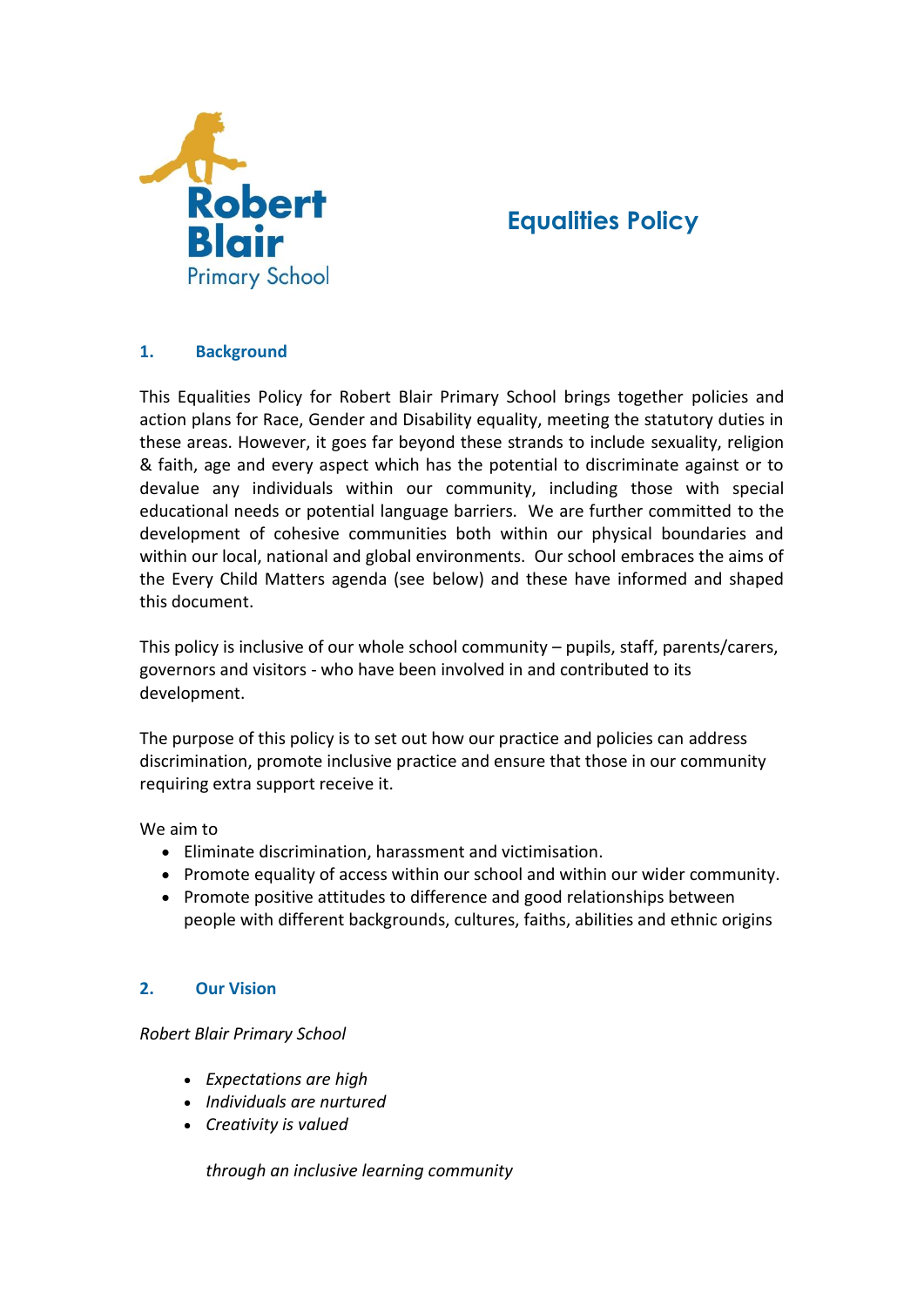Robert Blair Primary School

# Equalities Policy

## 1. Background

This Equalities Policy for Robert Blair Primary School brings together policies and action plans for Race, Gender and Disability equality, meeting the statutory duties in these areas. However, it goes far beyond these strands to include sexuality, religion & faith, age and every aspect which has the potential to discriminate against or to devalue any individuals within our community, including those with special educational needs or potential language barriers. We are further committed to the development of cohesive communities both within our physical boundaries and within our local, national and global environments. Our school embraces the aims of the Every Child Matters agenda (see below) and these have informed and shaped this document.

This policy is inclusive of our whole school community – pupils, staff, parents/carers, governors and visitors - who have been involved in and contributed to its development.

The purpose of this policy is to set out how our practice and policies can address discrimination, promote inclusive practice and ensure that those in our community requiring extra support receive it.

We aim to

- Eliminate discrimination, harassment and victimisation.
- Promote equality of access within our school and within our wider community.
- Promote positive attitudes to difference and good relationships between people with different backgrounds, cultures, faiths, abilities and ethnic origins

## 2. Our Vision

*Robert Blair Primary School*

- *Expectations are high*
- *Individuals are nurtured*
- *Creativity is valued*

*through an inclusive learning community*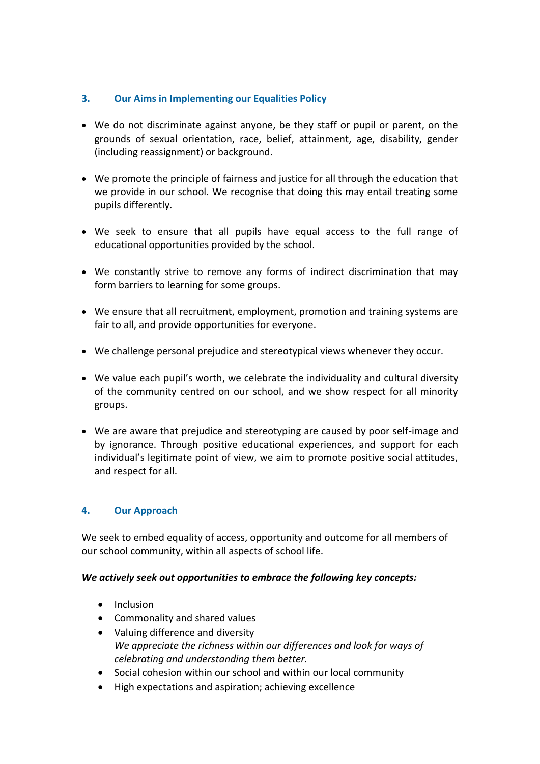## 3. Our Aims in Implementing our Equalities Policy

- We do not discriminate against anyone, be they staff or pupil or parent, on the grounds of sexual orientation, race, belief, attainment, age, disability, gender (including reassignment) or background.

- We promote the principle of fairness and justice for all through the education that we provide in our school. We recognise that doing this may entail treating some pupils differently.

- We seek to ensure that all pupils have equal access to the full range of educational opportunities provided by the school.

- We constantly strive to remove any forms of indirect discrimination that may form barriers to learning for some groups.

- We ensure that all recruitment, employment, promotion and training systems are fair to all, and provide opportunities for everyone.

- We challenge personal prejudice and stereotypical views whenever they occur.

- We value each pupil's worth, we celebrate the individuality and cultural diversity of the community centred on our school, and we show respect for all minority groups.

- We are aware that prejudice and stereotyping are caused by poor self-image and by ignorance. Through positive educational experiences, and support for each individual's legitimate point of view, we aim to promote positive social attitudes, and respect for all.

## 4. Our Approach

We seek to embed equality of access, opportunity and outcome for all members of our school community, within all aspects of school life.

***We actively seek out opportunities to embrace the following key concepts:***

- Inclusion
- Commonality and shared values
- Valuing difference and diversity
  *We appreciate the richness within our differences and look for ways of celebrating and understanding them better.*
- Social cohesion within our school and within our local community
- High expectations and aspiration; achieving excellence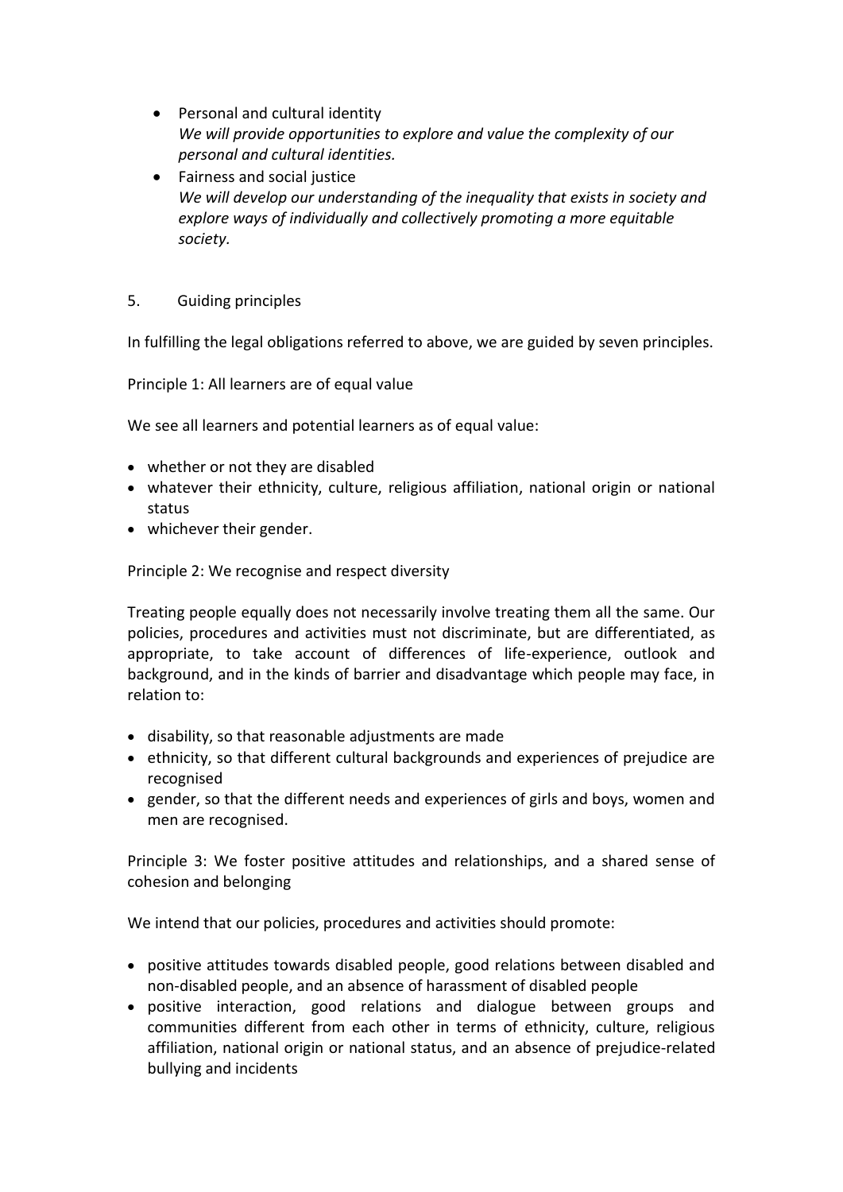- Personal and cultural identity
  *We will provide opportunities to explore and value the complexity of our personal and cultural identities.*
- Fairness and social justice
  *We will develop our understanding of the inequality that exists in society and explore ways of individually and collectively promoting a more equitable society.*

## 5. Guiding principles

In fulfilling the legal obligations referred to above, we are guided by seven principles.

Principle 1: All learners are of equal value

We see all learners and potential learners as of equal value:

- whether or not they are disabled
- whatever their ethnicity, culture, religious affiliation, national origin or national status
- whichever their gender.

Principle 2: We recognise and respect diversity

Treating people equally does not necessarily involve treating them all the same. Our policies, procedures and activities must not discriminate, but are differentiated, as appropriate, to take account of differences of life-experience, outlook and background, and in the kinds of barrier and disadvantage which people may face, in relation to:

- disability, so that reasonable adjustments are made
- ethnicity, so that different cultural backgrounds and experiences of prejudice are recognised
- gender, so that the different needs and experiences of girls and boys, women and men are recognised.

Principle 3: We foster positive attitudes and relationships, and a shared sense of cohesion and belonging

We intend that our policies, procedures and activities should promote:

- positive attitudes towards disabled people, good relations between disabled and non-disabled people, and an absence of harassment of disabled people
- positive interaction, good relations and dialogue between groups and communities different from each other in terms of ethnicity, culture, religious affiliation, national origin or national status, and an absence of prejudice-related bullying and incidents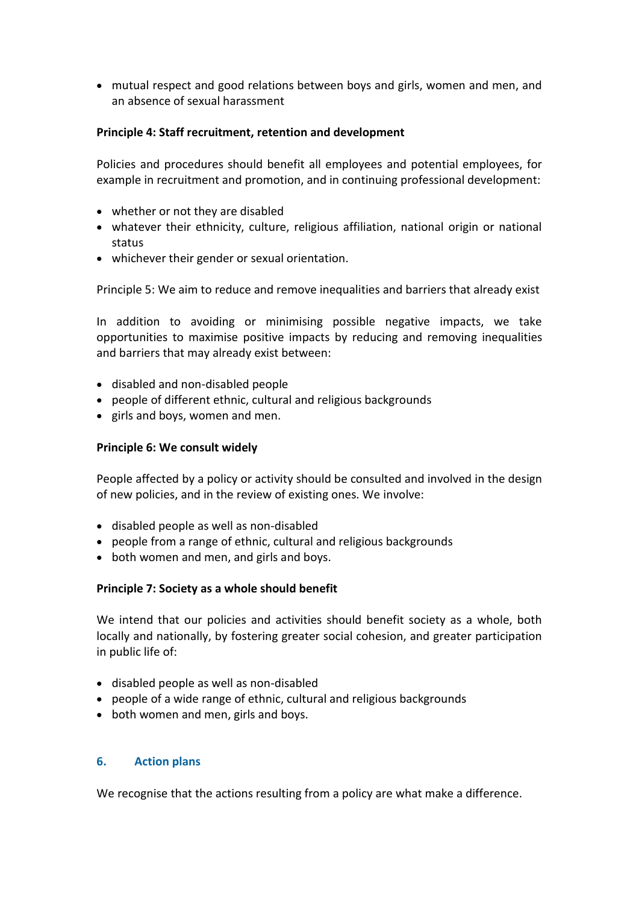- mutual respect and good relations between boys and girls, women and men, and an absence of sexual harassment

**Principle 4: Staff recruitment, retention and development**

Policies and procedures should benefit all employees and potential employees, for example in recruitment and promotion, and in continuing professional development:

- whether or not they are disabled
- whatever their ethnicity, culture, religious affiliation, national origin or national status
- whichever their gender or sexual orientation.

Principle 5: We aim to reduce and remove inequalities and barriers that already exist

In addition to avoiding or minimising possible negative impacts, we take opportunities to maximise positive impacts by reducing and removing inequalities and barriers that may already exist between:

- disabled and non-disabled people
- people of different ethnic, cultural and religious backgrounds
- girls and boys, women and men.

**Principle 6: We consult widely**

People affected by a policy or activity should be consulted and involved in the design of new policies, and in the review of existing ones. We involve:

- disabled people as well as non-disabled
- people from a range of ethnic, cultural and religious backgrounds
- both women and men, and girls and boys.

**Principle 7: Society as a whole should benefit**

We intend that our policies and activities should benefit society as a whole, both locally and nationally, by fostering greater social cohesion, and greater participation in public life of:

- disabled people as well as non-disabled
- people of a wide range of ethnic, cultural and religious backgrounds
- both women and men, girls and boys.

## 6. Action plans

We recognise that the actions resulting from a policy are what make a difference.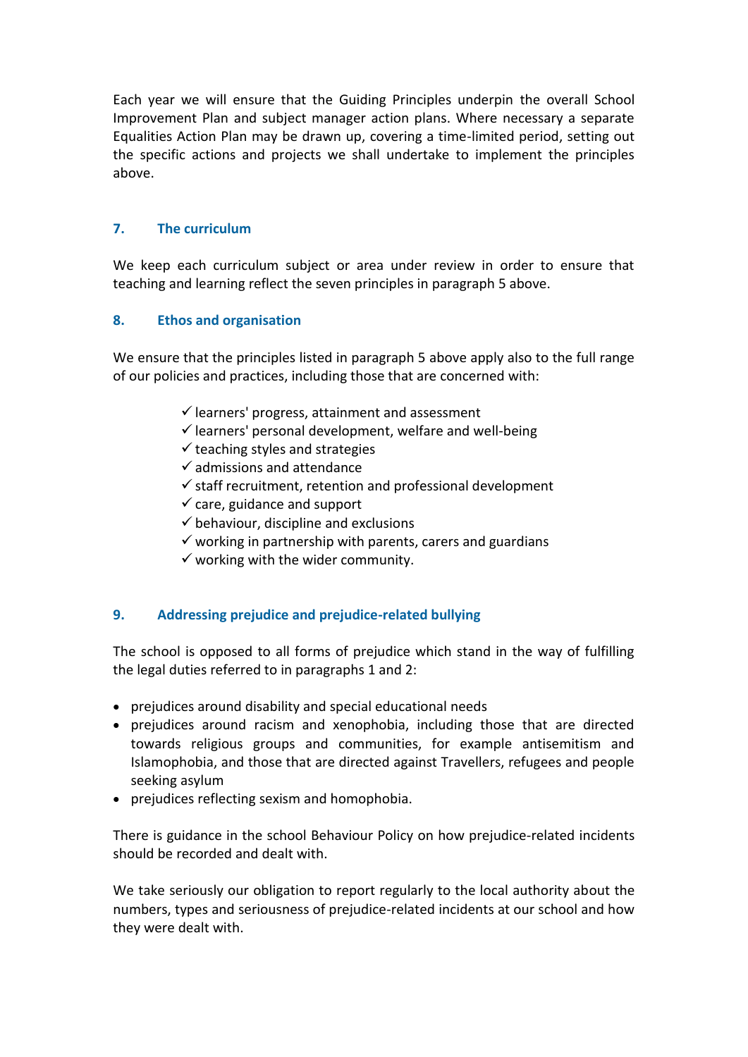Each year we will ensure that the Guiding Principles underpin the overall School Improvement Plan and subject manager action plans. Where necessary a separate Equalities Action Plan may be drawn up, covering a time-limited period, setting out the specific actions and projects we shall undertake to implement the principles above.

## 7. The curriculum

We keep each curriculum subject or area under review in order to ensure that teaching and learning reflect the seven principles in paragraph 5 above.

## 8. Ethos and organisation

We ensure that the principles listed in paragraph 5 above apply also to the full range of our policies and practices, including those that are concerned with:

- ✓ learners' progress, attainment and assessment
- ✓ learners' personal development, welfare and well-being
- ✓ teaching styles and strategies
- ✓ admissions and attendance
- ✓ staff recruitment, retention and professional development
- ✓ care, guidance and support
- ✓ behaviour, discipline and exclusions
- ✓ working in partnership with parents, carers and guardians
- ✓ working with the wider community.

## 9. Addressing prejudice and prejudice-related bullying

The school is opposed to all forms of prejudice which stand in the way of fulfilling the legal duties referred to in paragraphs 1 and 2:

- prejudices around disability and special educational needs
- prejudices around racism and xenophobia, including those that are directed towards religious groups and communities, for example antisemitism and Islamophobia, and those that are directed against Travellers, refugees and people seeking asylum
- prejudices reflecting sexism and homophobia.

There is guidance in the school Behaviour Policy on how prejudice-related incidents should be recorded and dealt with.

We take seriously our obligation to report regularly to the local authority about the numbers, types and seriousness of prejudice-related incidents at our school and how they were dealt with.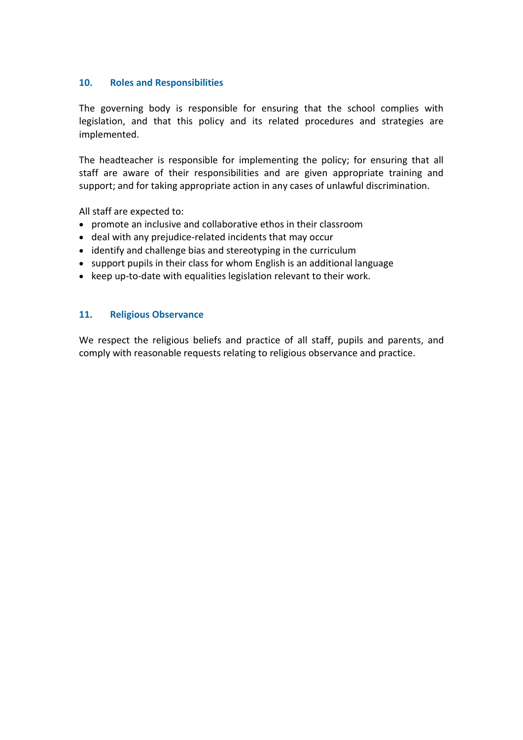## 10. Roles and Responsibilities

The governing body is responsible for ensuring that the school complies with legislation, and that this policy and its related procedures and strategies are implemented.

The headteacher is responsible for implementing the policy; for ensuring that all staff are aware of their responsibilities and are given appropriate training and support; and for taking appropriate action in any cases of unlawful discrimination.

All staff are expected to:

- promote an inclusive and collaborative ethos in their classroom
- deal with any prejudice-related incidents that may occur
- identify and challenge bias and stereotyping in the curriculum
- support pupils in their class for whom English is an additional language
- keep up-to-date with equalities legislation relevant to their work.

## 11. Religious Observance

We respect the religious beliefs and practice of all staff, pupils and parents, and comply with reasonable requests relating to religious observance and practice.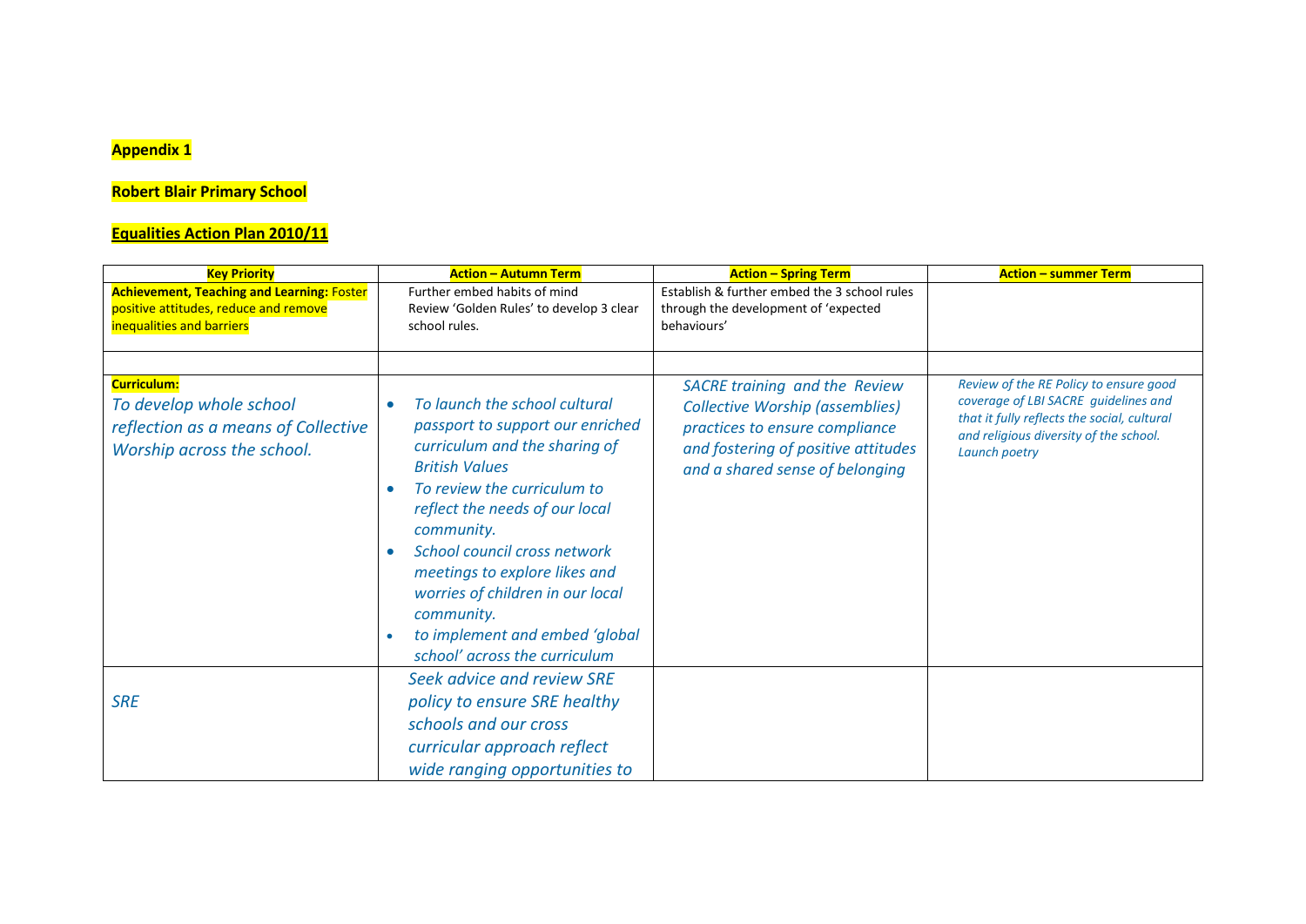**Appendix 1**

**Robert Blair Primary School**

**Equalities Action Plan 2010/11**

| **Key Priority** | **Action – Autumn Term** | **Action – Spring Term** | **Action – summer Term** |
|---|---|---|---|
| **Achievement, Teaching and Learning:** Foster positive attitudes, reduce and remove inequalities and barriers | Further embed habits of mind<br>Review 'Golden Rules' to develop 3 clear school rules. | Establish & further embed the 3 school rules through the development of 'expected behaviours' | |
| | | | |
| **Curriculum:**<br>*To develop whole school reflection as a means of Collective Worship across the school.* | • *To launch the school cultural passport to support our enriched curriculum and the sharing of British Values*<br>• *To review the curriculum to reflect the needs of our local community.*<br>• *School council cross network meetings to explore likes and worries of children in our local community.*<br>• *to implement and embed 'global school' across the curriculum* | *SACRE training and the Review Collective Worship (assemblies) practices to ensure compliance and fostering of positive attitudes and a shared sense of belonging* | *Review of the RE Policy to ensure good coverage of LBI SACRE guidelines and that it fully reflects the social, cultural and religious diversity of the school.*<br>*Launch poetry* |
| *SRE* | *Seek advice and review SRE policy to ensure SRE healthy schools and our cross curricular approach reflect wide ranging opportunities to* | | |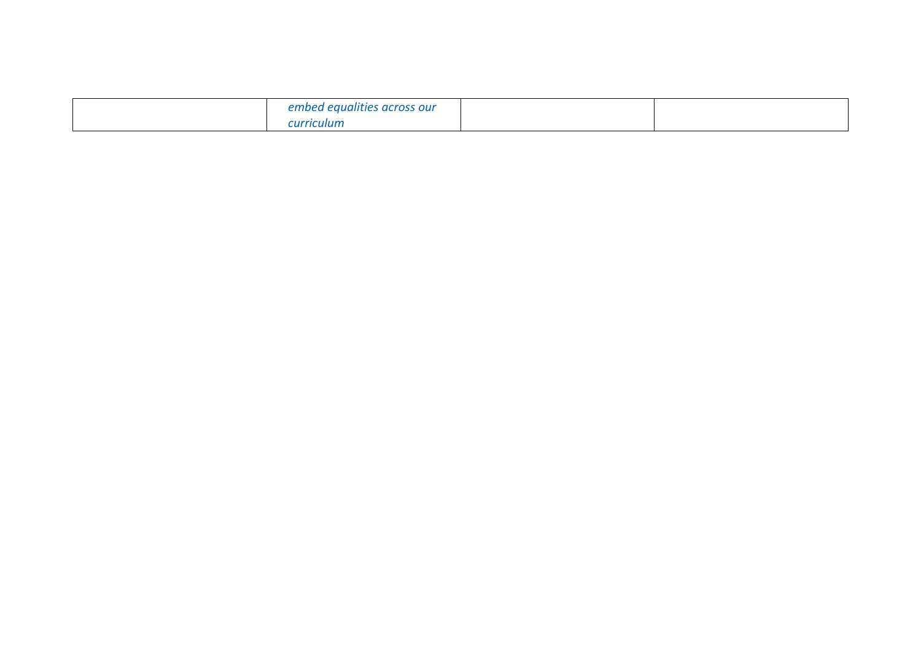| | | | |
|---|---|---|---|
| | *embed equalities across our curriculum* | | |